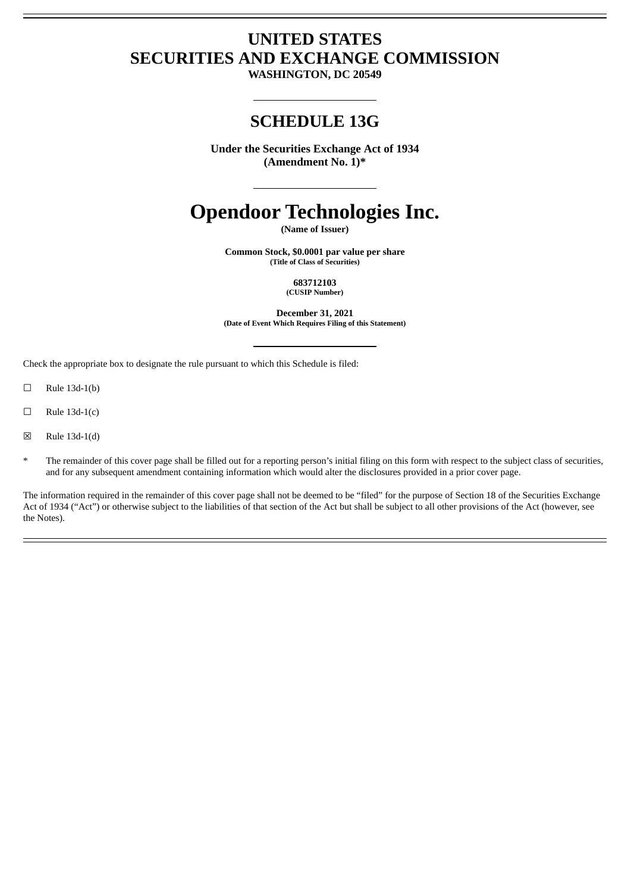# UNITED STATES
# SECURITIES AND EXCHANGE COMMISSION

**WASHINGTON, DC 20549**

---

## SCHEDULE 13G

**Under the Securities Exchange Act of 1934**
**(Amendment No. 1)***

---

# Opendoor Technologies Inc.

**(Name of Issuer)**

**Common Stock, $0.0001 par value per share**
**(Title of Class of Securities)**

**683712103**
**(CUSIP Number)**

**December 31, 2021**
**(Date of Event Which Requires Filing of this Statement)**

---

Check the appropriate box to designate the rule pursuant to which this Schedule is filed:

☐ Rule 13d-1(b)

☐ Rule 13d-1(c)

☒ Rule 13d-1(d)

\* The remainder of this cover page shall be filled out for a reporting person's initial filing on this form with respect to the subject class of securities, and for any subsequent amendment containing information which would alter the disclosures provided in a prior cover page.

The information required in the remainder of this cover page shall not be deemed to be "filed" for the purpose of Section 18 of the Securities Exchange Act of 1934 ("Act") or otherwise subject to the liabilities of that section of the Act but shall be subject to all other provisions of the Act (however, see the Notes).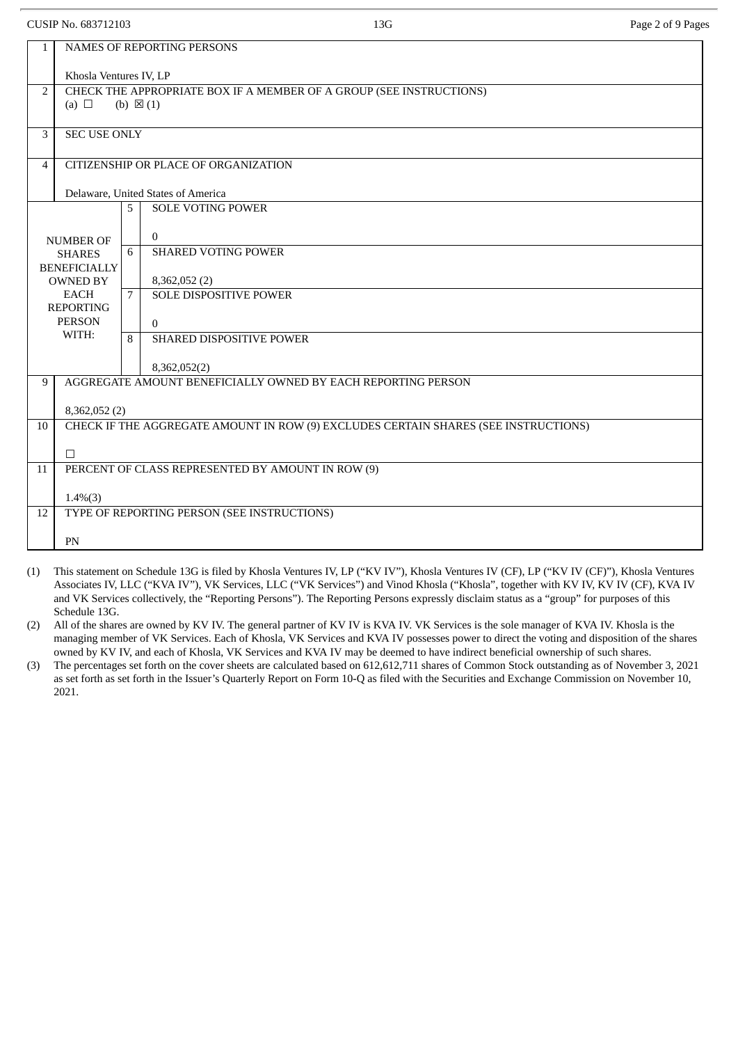CUSIP No. 683712103 13G

| | | | |
|---|---|---|---|
| 1 | NAMES OF REPORTING PERSONS<br><br>Khosla Ventures IV, LP | | |
| 2 | CHECK THE APPROPRIATE BOX IF A MEMBER OF A GROUP (SEE INSTRUCTIONS)<br>(a) ☐ (b) ☒ (1) | | |
| 3 | SEC USE ONLY | | |
| 4 | CITIZENSHIP OR PLACE OF ORGANIZATION<br><br>Delaware, United States of America | | |
| NUMBER OF SHARES BENEFICIALLY OWNED BY EACH REPORTING PERSON WITH: | 5 | SOLE VOTING POWER<br><br>0 | |
| | 6 | SHARED VOTING POWER<br><br>8,362,052 (2) | |
| | 7 | SOLE DISPOSITIVE POWER<br><br>0 | |
| | 8 | SHARED DISPOSITIVE POWER<br><br>8,362,052(2) | |
| 9 | AGGREGATE AMOUNT BENEFICIALLY OWNED BY EACH REPORTING PERSON<br><br>8,362,052 (2) | | |
| 10 | CHECK IF THE AGGREGATE AMOUNT IN ROW (9) EXCLUDES CERTAIN SHARES (SEE INSTRUCTIONS)<br><br>☐ | | |
| 11 | PERCENT OF CLASS REPRESENTED BY AMOUNT IN ROW (9)<br><br>1.4%(3) | | |
| 12 | TYPE OF REPORTING PERSON (SEE INSTRUCTIONS)<br><br>PN | | |

(1) This statement on Schedule 13G is filed by Khosla Ventures IV, LP ("KV IV"), Khosla Ventures IV (CF), LP ("KV IV (CF)"), Khosla Ventures Associates IV, LLC ("KVA IV"), VK Services, LLC ("VK Services") and Vinod Khosla ("Khosla", together with KV IV, KV IV (CF), KVA IV and VK Services collectively, the "Reporting Persons"). The Reporting Persons expressly disclaim status as a "group" for purposes of this Schedule 13G.

(2) All of the shares are owned by KV IV. The general partner of KV IV is KVA IV. VK Services is the sole manager of KVA IV. Khosla is the managing member of VK Services. Each of Khosla, VK Services and KVA IV possesses power to direct the voting and disposition of the shares owned by KV IV, and each of Khosla, VK Services and KVA IV may be deemed to have indirect beneficial ownership of such shares.

(3) The percentages set forth on the cover sheets are calculated based on 612,612,711 shares of Common Stock outstanding as of November 3, 2021 as set forth as set forth in the Issuer's Quarterly Report on Form 10-Q as filed with the Securities and Exchange Commission on November 10, 2021.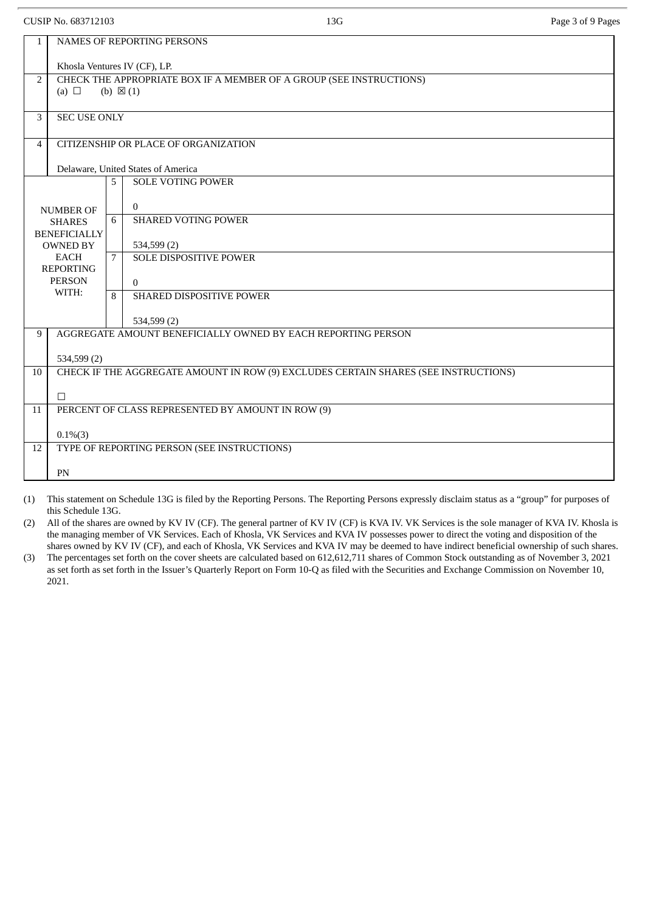CUSIP No. 683712103 13G

| 1 | NAMES OF REPORTING PERSONS<br><br>Khosla Ventures IV (CF), LP. | |
|---|---|---|
| 2 | CHECK THE APPROPRIATE BOX IF A MEMBER OF A GROUP (SEE INSTRUCTIONS)<br>(a) ☐ (b) ☒ (1) | |
| 3 | SEC USE ONLY | |
| 4 | CITIZENSHIP OR PLACE OF ORGANIZATION<br><br>Delaware, United States of America | |
| NUMBER OF SHARES BENEFICIALLY OWNED BY EACH REPORTING PERSON WITH: | 5 | SOLE VOTING POWER<br><br>0 |
| | 6 | SHARED VOTING POWER<br><br>534,599 (2) |
| | 7 | SOLE DISPOSITIVE POWER<br><br>0 |
| | 8 | SHARED DISPOSITIVE POWER<br><br>534,599 (2) |
| 9 | AGGREGATE AMOUNT BENEFICIALLY OWNED BY EACH REPORTING PERSON<br><br>534,599 (2) | |
| 10 | CHECK IF THE AGGREGATE AMOUNT IN ROW (9) EXCLUDES CERTAIN SHARES (SEE INSTRUCTIONS)<br><br>☐ | |
| 11 | PERCENT OF CLASS REPRESENTED BY AMOUNT IN ROW (9)<br><br>0.1%(3) | |
| 12 | TYPE OF REPORTING PERSON (SEE INSTRUCTIONS)<br><br>PN | |

(1) This statement on Schedule 13G is filed by the Reporting Persons. The Reporting Persons expressly disclaim status as a "group" for purposes of this Schedule 13G.

(2) All of the shares are owned by KV IV (CF). The general partner of KV IV (CF) is KVA IV. VK Services is the sole manager of KVA IV. Khosla is the managing member of VK Services. Each of Khosla, VK Services and KVA IV possesses power to direct the voting and disposition of the shares owned by KV IV (CF), and each of Khosla, VK Services and KVA IV may be deemed to have indirect beneficial ownership of such shares.

(3) The percentages set forth on the cover sheets are calculated based on 612,612,711 shares of Common Stock outstanding as of November 3, 2021 as set forth as set forth in the Issuer's Quarterly Report on Form 10-Q as filed with the Securities and Exchange Commission on November 10, 2021.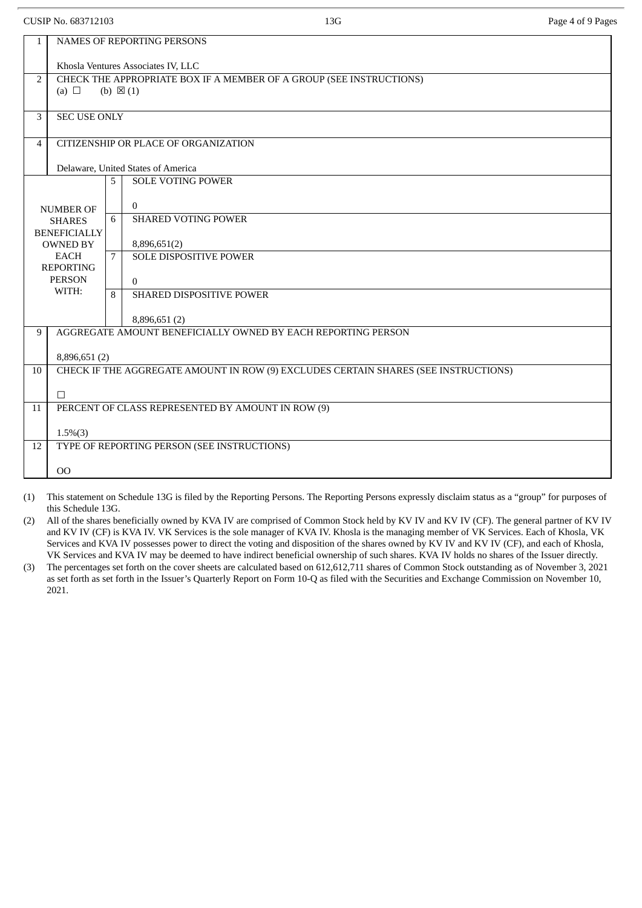CUSIP No. 683712103

13G

| | | | |
|---|---|---|---|
| 1 | NAMES OF REPORTING PERSONS<br><br>Khosla Ventures Associates IV, LLC | | |
| 2 | CHECK THE APPROPRIATE BOX IF A MEMBER OF A GROUP (SEE INSTRUCTIONS)<br>(a) ☐ (b) ☒ (1) | | |
| 3 | SEC USE ONLY | | |
| 4 | CITIZENSHIP OR PLACE OF ORGANIZATION<br><br>Delaware, United States of America | | |
| NUMBER OF SHARES BENEFICIALLY OWNED BY EACH REPORTING PERSON WITH: | 5 | SOLE VOTING POWER<br><br>0 | |
| | 6 | SHARED VOTING POWER<br><br>8,896,651(2) | |
| | 7 | SOLE DISPOSITIVE POWER<br><br>0 | |
| | 8 | SHARED DISPOSITIVE POWER<br><br>8,896,651 (2) | |
| 9 | AGGREGATE AMOUNT BENEFICIALLY OWNED BY EACH REPORTING PERSON<br><br>8,896,651 (2) | | |
| 10 | CHECK IF THE AGGREGATE AMOUNT IN ROW (9) EXCLUDES CERTAIN SHARES (SEE INSTRUCTIONS)<br><br>☐ | | |
| 11 | PERCENT OF CLASS REPRESENTED BY AMOUNT IN ROW (9)<br><br>1.5%(3) | | |
| 12 | TYPE OF REPORTING PERSON (SEE INSTRUCTIONS)<br><br>OO | | |

(1) This statement on Schedule 13G is filed by the Reporting Persons. The Reporting Persons expressly disclaim status as a "group" for purposes of this Schedule 13G.

(2) All of the shares beneficially owned by KVA IV are comprised of Common Stock held by KV IV and KV IV (CF). The general partner of KV IV and KV IV (CF) is KVA IV. VK Services is the sole manager of KVA IV. Khosla is the managing member of VK Services. Each of Khosla, VK Services and KVA IV possesses power to direct the voting and disposition of the shares owned by KV IV and KV IV (CF), and each of Khosla, VK Services and KVA IV may be deemed to have indirect beneficial ownership of such shares. KVA IV holds no shares of the Issuer directly.

(3) The percentages set forth on the cover sheets are calculated based on 612,612,711 shares of Common Stock outstanding as of November 3, 2021 as set forth as set forth in the Issuer's Quarterly Report on Form 10-Q as filed with the Securities and Exchange Commission on November 10, 2021.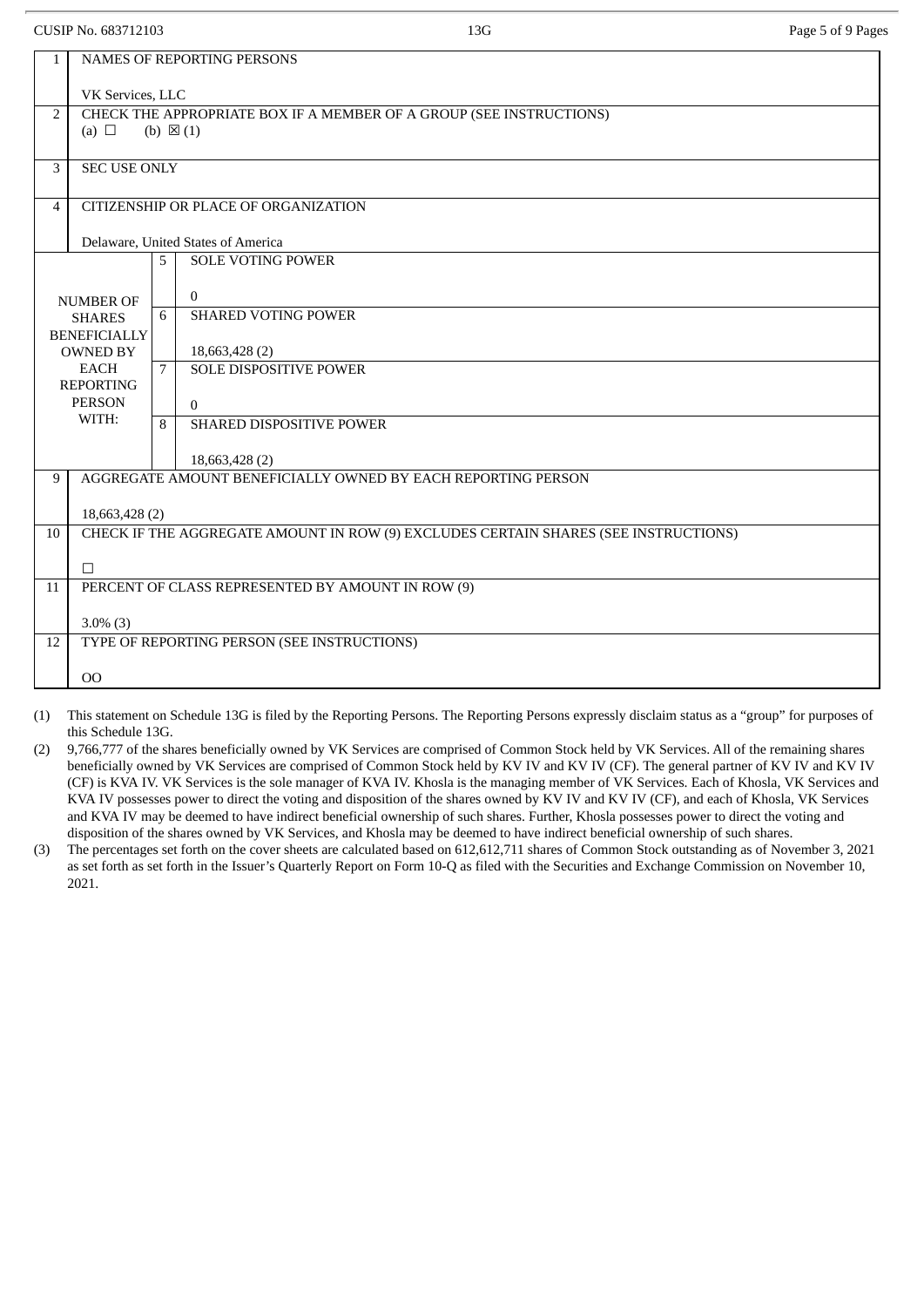| 1 | NAMES OF REPORTING PERSONS<br><br>VK Services, LLC | | |
|---|---|---|---|
| 2 | CHECK THE APPROPRIATE BOX IF A MEMBER OF A GROUP (SEE INSTRUCTIONS)<br>(a) ☐ (b) ☒ (1) | | |
| 3 | SEC USE ONLY | | |
| 4 | CITIZENSHIP OR PLACE OF ORGANIZATION<br><br>Delaware, United States of America | | |
| NUMBER OF SHARES BENEFICIALLY OWNED BY EACH REPORTING PERSON WITH: | | 5 | SOLE VOTING POWER<br><br>0 |
| | | 6 | SHARED VOTING POWER<br><br>18,663,428 (2) |
| | | 7 | SOLE DISPOSITIVE POWER<br><br>0 |
| | | 8 | SHARED DISPOSITIVE POWER<br><br>18,663,428 (2) |
| 9 | AGGREGATE AMOUNT BENEFICIALLY OWNED BY EACH REPORTING PERSON<br><br>18,663,428 (2) | | |
| 10 | CHECK IF THE AGGREGATE AMOUNT IN ROW (9) EXCLUDES CERTAIN SHARES (SEE INSTRUCTIONS)<br><br>☐ | | |
| 11 | PERCENT OF CLASS REPRESENTED BY AMOUNT IN ROW (9)<br><br>3.0% (3) | | |
| 12 | TYPE OF REPORTING PERSON (SEE INSTRUCTIONS)<br><br>OO | | |

(1) This statement on Schedule 13G is filed by the Reporting Persons. The Reporting Persons expressly disclaim status as a "group" for purposes of this Schedule 13G.

(2) 9,766,777 of the shares beneficially owned by VK Services are comprised of Common Stock held by VK Services. All of the remaining shares beneficially owned by VK Services are comprised of Common Stock held by KV IV and KV IV (CF). The general partner of KV IV and KV IV (CF) is KVA IV. VK Services is the sole manager of KVA IV. Khosla is the managing member of VK Services. Each of Khosla, VK Services and KVA IV possesses power to direct the voting and disposition of the shares owned by KV IV and KV IV (CF), and each of Khosla, VK Services and KVA IV may be deemed to have indirect beneficial ownership of such shares. Further, Khosla possesses power to direct the voting and disposition of the shares owned by VK Services, and Khosla may be deemed to have indirect beneficial ownership of such shares.

(3) The percentages set forth on the cover sheets are calculated based on 612,612,711 shares of Common Stock outstanding as of November 3, 2021 as set forth as set forth in the Issuer's Quarterly Report on Form 10-Q as filed with the Securities and Exchange Commission on November 10, 2021.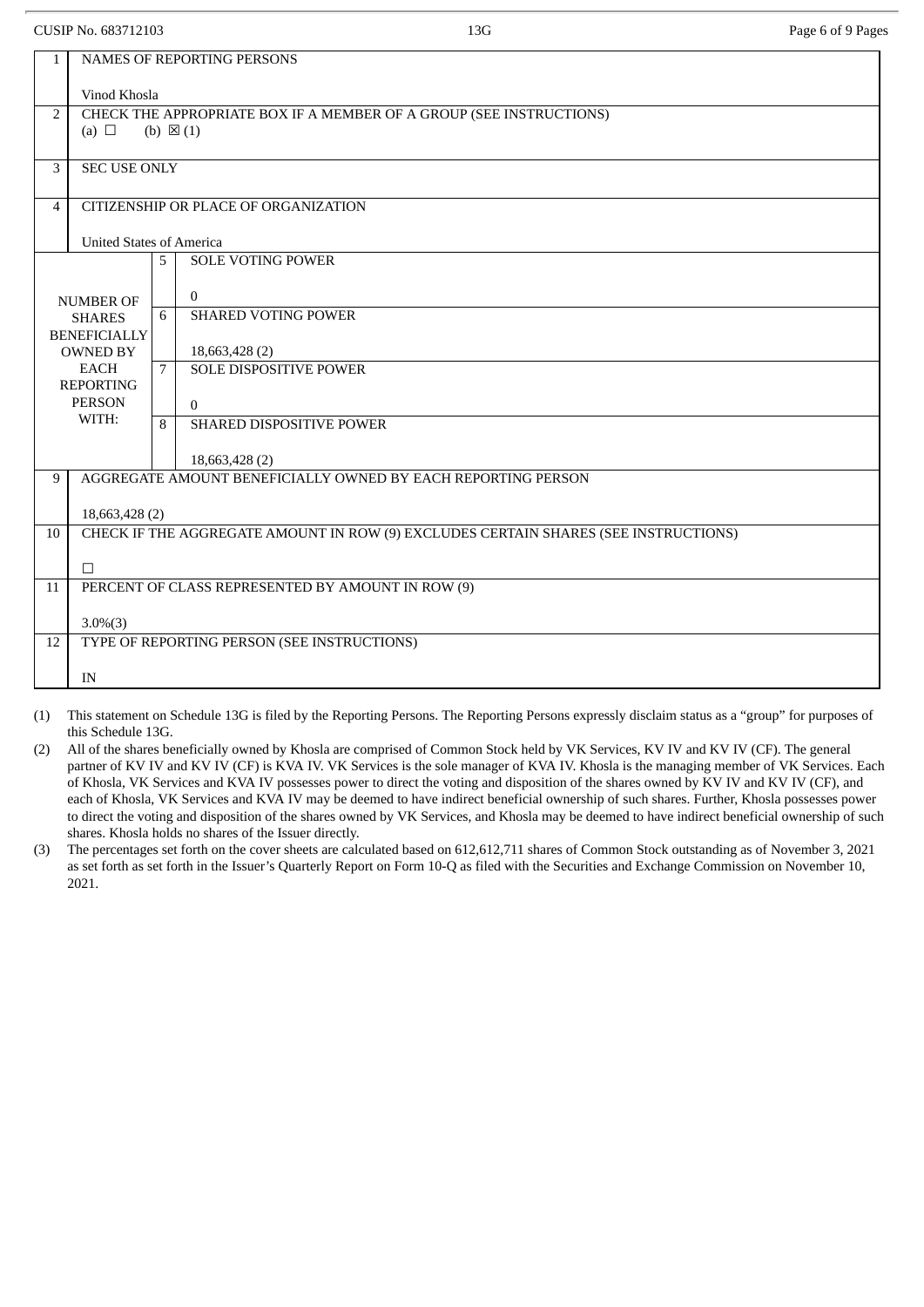CUSIP No. 683712103 | 13G

| 1 | NAMES OF REPORTING PERSONS<br><br>Vinod Khosla | | |
|---|---|---|---|
| 2 | CHECK THE APPROPRIATE BOX IF A MEMBER OF A GROUP (SEE INSTRUCTIONS)<br>(a) ☐ (b) ☒ (1) | | |
| 3 | SEC USE ONLY | | |
| 4 | CITIZENSHIP OR PLACE OF ORGANIZATION<br><br>United States of America | | |
| NUMBER OF SHARES BENEFICIALLY OWNED BY EACH REPORTING PERSON WITH: | 5 | SOLE VOTING POWER<br><br>0 | |
| | 6 | SHARED VOTING POWER<br><br>18,663,428 (2) | |
| | 7 | SOLE DISPOSITIVE POWER<br><br>0 | |
| | 8 | SHARED DISPOSITIVE POWER<br><br>18,663,428 (2) | |
| 9 | AGGREGATE AMOUNT BENEFICIALLY OWNED BY EACH REPORTING PERSON<br><br>18,663,428 (2) | | |
| 10 | CHECK IF THE AGGREGATE AMOUNT IN ROW (9) EXCLUDES CERTAIN SHARES (SEE INSTRUCTIONS)<br><br>☐ | | |
| 11 | PERCENT OF CLASS REPRESENTED BY AMOUNT IN ROW (9)<br><br>3.0%(3) | | |
| 12 | TYPE OF REPORTING PERSON (SEE INSTRUCTIONS)<br><br>IN | | |

(1) This statement on Schedule 13G is filed by the Reporting Persons. The Reporting Persons expressly disclaim status as a "group" for purposes of this Schedule 13G.

(2) All of the shares beneficially owned by Khosla are comprised of Common Stock held by VK Services, KV IV and KV IV (CF). The general partner of KV IV and KV IV (CF) is KVA IV. VK Services is the sole manager of KVA IV. Khosla is the managing member of VK Services. Each of Khosla, VK Services and KVA IV possesses power to direct the voting and disposition of the shares owned by KV IV and KV IV (CF), and each of Khosla, VK Services and KVA IV may be deemed to have indirect beneficial ownership of such shares. Further, Khosla possesses power to direct the voting and disposition of the shares owned by VK Services, and Khosla may be deemed to have indirect beneficial ownership of such shares. Khosla holds no shares of the Issuer directly.

(3) The percentages set forth on the cover sheets are calculated based on 612,612,711 shares of Common Stock outstanding as of November 3, 2021 as set forth as set forth in the Issuer's Quarterly Report on Form 10-Q as filed with the Securities and Exchange Commission on November 10, 2021.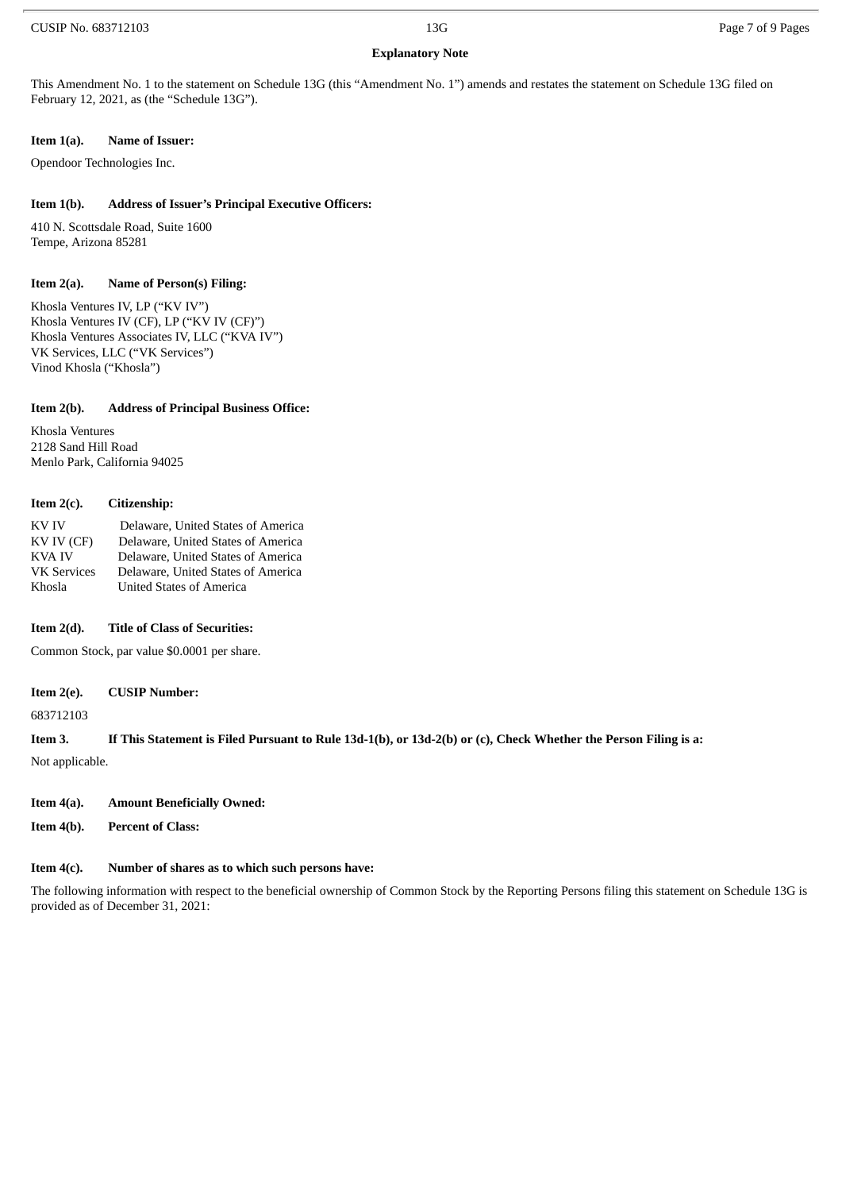**Explanatory Note**

This Amendment No. 1 to the statement on Schedule 13G (this "Amendment No. 1") amends and restates the statement on Schedule 13G filed on February 12, 2021, as (the "Schedule 13G").

**Item 1(a). Name of Issuer:**

Opendoor Technologies Inc.

**Item 1(b). Address of Issuer's Principal Executive Officers:**

410 N. Scottsdale Road, Suite 1600
Tempe, Arizona 85281

**Item 2(a). Name of Person(s) Filing:**

Khosla Ventures IV, LP ("KV IV")
Khosla Ventures IV (CF), LP ("KV IV (CF)")
Khosla Ventures Associates IV, LLC ("KVA IV")
VK Services, LLC ("VK Services")
Vinod Khosla ("Khosla")

**Item 2(b). Address of Principal Business Office:**

Khosla Ventures
2128 Sand Hill Road
Menlo Park, California 94025

**Item 2(c). Citizenship:**

| | |
|---|---|
| KV IV | Delaware, United States of America |
| KV IV (CF) | Delaware, United States of America |
| KVA IV | Delaware, United States of America |
| VK Services | Delaware, United States of America |
| Khosla | United States of America |

**Item 2(d). Title of Class of Securities:**

Common Stock, par value $0.0001 per share.

**Item 2(e). CUSIP Number:**

683712103

**Item 3. If This Statement is Filed Pursuant to Rule 13d-1(b), or 13d-2(b) or (c), Check Whether the Person Filing is a:**

Not applicable.

**Item 4(a). Amount Beneficially Owned:**

**Item 4(b). Percent of Class:**

**Item 4(c). Number of shares as to which such persons have:**

The following information with respect to the beneficial ownership of Common Stock by the Reporting Persons filing this statement on Schedule 13G is provided as of December 31, 2021: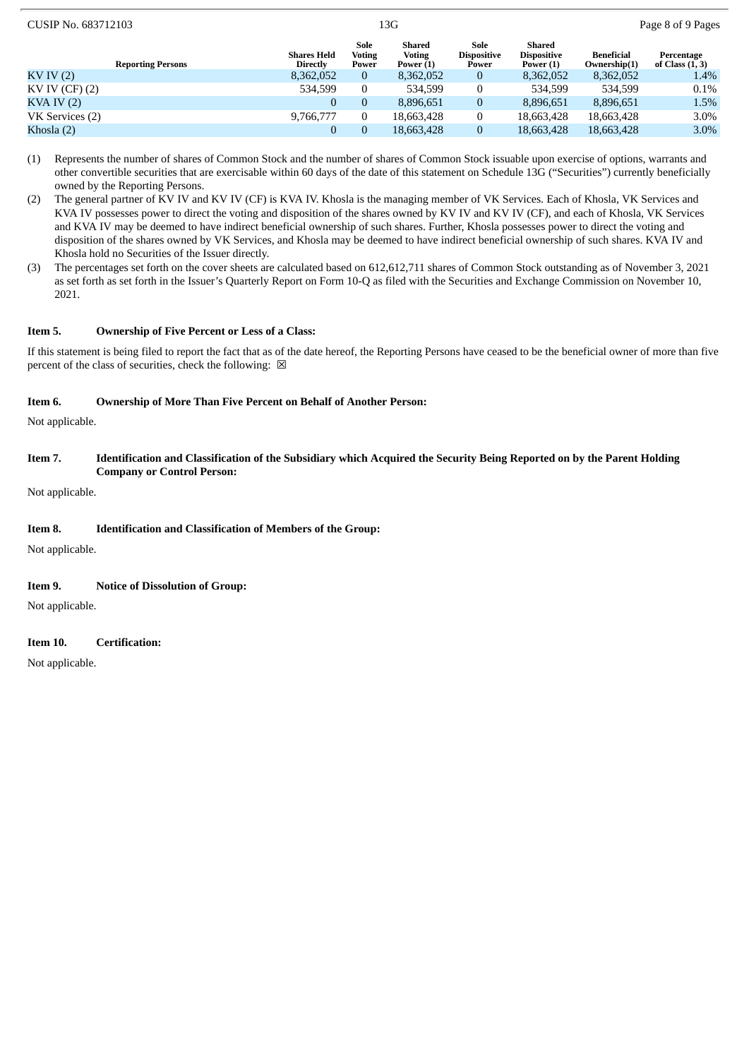| Reporting Persons | Shares Held Directly | Sole Voting Power | Shared Voting Power (1) | Sole Dispositive Power | Shared Dispositive Power (1) | Beneficial Ownership(1) | Percentage of Class (1, 3) |
|---|---|---|---|---|---|---|---|
| KV IV (2) | 8,362,052 | 0 | 8,362,052 | 0 | 8,362,052 | 8,362,052 | 1.4% |
| KV IV (CF) (2) | 534,599 | 0 | 534,599 | 0 | 534,599 | 534,599 | 0.1% |
| KVA IV (2) | 0 | 0 | 8,896,651 | 0 | 8,896,651 | 8,896,651 | 1.5% |
| VK Services (2) | 9,766,777 | 0 | 18,663,428 | 0 | 18,663,428 | 18,663,428 | 3.0% |
| Khosla (2) | 0 | 0 | 18,663,428 | 0 | 18,663,428 | 18,663,428 | 3.0% |

(1) Represents the number of shares of Common Stock and the number of shares of Common Stock issuable upon exercise of options, warrants and other convertible securities that are exercisable within 60 days of the date of this statement on Schedule 13G ("Securities") currently beneficially owned by the Reporting Persons.

(2) The general partner of KV IV and KV IV (CF) is KVA IV. Khosla is the managing member of VK Services. Each of Khosla, VK Services and KVA IV possesses power to direct the voting and disposition of the shares owned by KV IV and KV IV (CF), and each of Khosla, VK Services and KVA IV may be deemed to have indirect beneficial ownership of such shares. Further, Khosla possesses power to direct the voting and disposition of the shares owned by VK Services, and Khosla may be deemed to have indirect beneficial ownership of such shares. KVA IV and Khosla hold no Securities of the Issuer directly.

(3) The percentages set forth on the cover sheets are calculated based on 612,612,711 shares of Common Stock outstanding as of November 3, 2021 as set forth as set forth in the Issuer's Quarterly Report on Form 10-Q as filed with the Securities and Exchange Commission on November 10, 2021.

**Item 5. Ownership of Five Percent or Less of a Class:**

If this statement is being filed to report the fact that as of the date hereof, the Reporting Persons have ceased to be the beneficial owner of more than five percent of the class of securities, check the following: ☒

**Item 6. Ownership of More Than Five Percent on Behalf of Another Person:**

Not applicable.

**Item 7. Identification and Classification of the Subsidiary which Acquired the Security Being Reported on by the Parent Holding Company or Control Person:**

Not applicable.

**Item 8. Identification and Classification of Members of the Group:**

Not applicable.

**Item 9. Notice of Dissolution of Group:**

Not applicable.

**Item 10. Certification:**

Not applicable.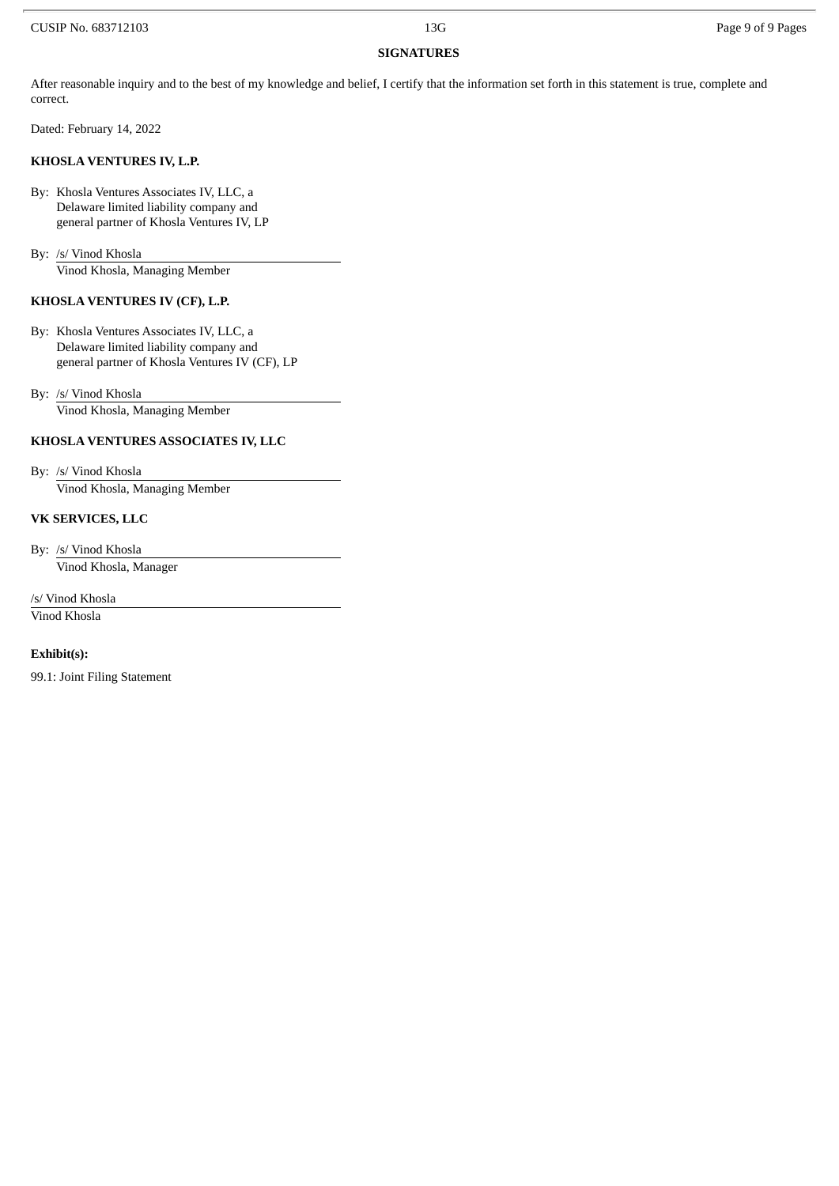## SIGNATURES

After reasonable inquiry and to the best of my knowledge and belief, I certify that the information set forth in this statement is true, complete and correct.

Dated: February 14, 2022

**KHOSLA VENTURES IV, L.P.**

By: Khosla Ventures Associates IV, LLC, a Delaware limited liability company and general partner of Khosla Ventures IV, LP

By: /s/ Vinod Khosla
Vinod Khosla, Managing Member

**KHOSLA VENTURES IV (CF), L.P.**

By: Khosla Ventures Associates IV, LLC, a Delaware limited liability company and general partner of Khosla Ventures IV (CF), LP

By: /s/ Vinod Khosla
Vinod Khosla, Managing Member

**KHOSLA VENTURES ASSOCIATES IV, LLC**

By: /s/ Vinod Khosla
Vinod Khosla, Managing Member

**VK SERVICES, LLC**

By: /s/ Vinod Khosla
Vinod Khosla, Manager

/s/ Vinod Khosla
Vinod Khosla

**Exhibit(s):**

99.1: Joint Filing Statement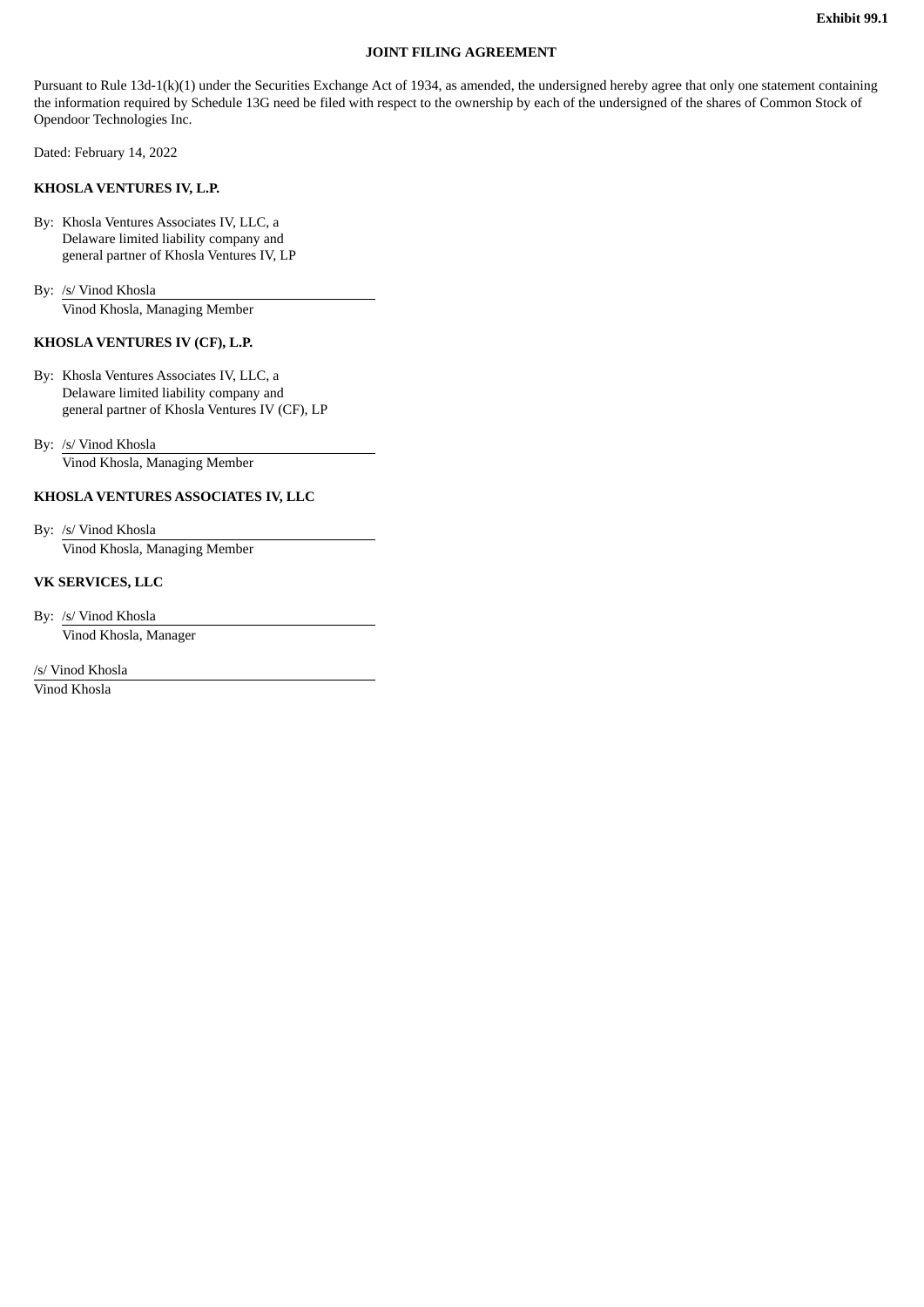Exhibit 99.1

**JOINT FILING AGREEMENT**

Pursuant to Rule 13d-1(k)(1) under the Securities Exchange Act of 1934, as amended, the undersigned hereby agree that only one statement containing the information required by Schedule 13G need be filed with respect to the ownership by each of the undersigned of the shares of Common Stock of Opendoor Technologies Inc.

Dated: February 14, 2022

**KHOSLA VENTURES IV, L.P.**

By: Khosla Ventures Associates IV, LLC, a Delaware limited liability company and general partner of Khosla Ventures IV, LP

By: /s/ Vinod Khosla
Vinod Khosla, Managing Member

**KHOSLA VENTURES IV (CF), L.P.**

By: Khosla Ventures Associates IV, LLC, a Delaware limited liability company and general partner of Khosla Ventures IV (CF), LP

By: /s/ Vinod Khosla
Vinod Khosla, Managing Member

**KHOSLA VENTURES ASSOCIATES IV, LLC**

By: /s/ Vinod Khosla
Vinod Khosla, Managing Member

**VK SERVICES, LLC**

By: /s/ Vinod Khosla
Vinod Khosla, Manager

/s/ Vinod Khosla
Vinod Khosla